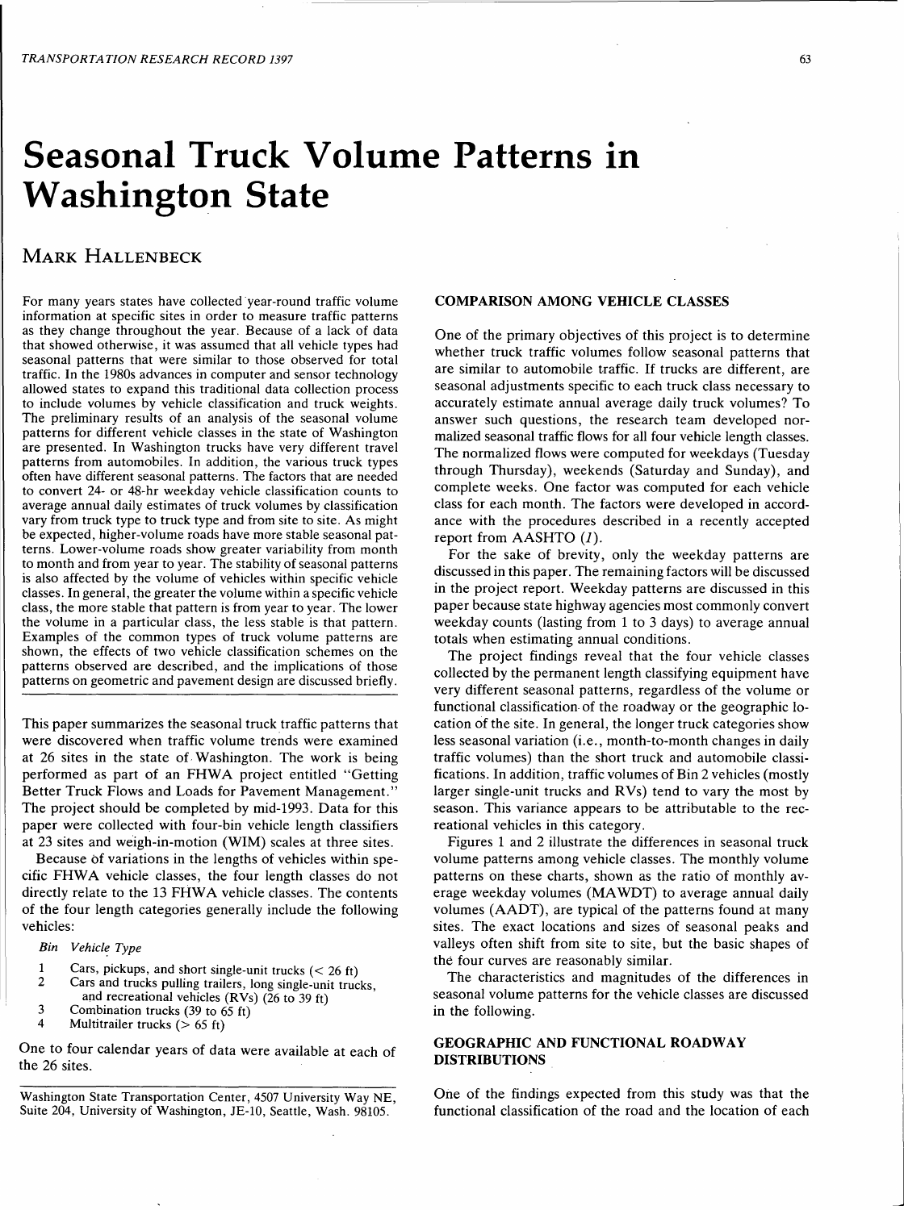# Seasonal Truck Volume Patterns in Washington State

## Mark Hallenbeck

For many years states have collected year-round traffic volume information at specific sites in order to measure traffic patterns as they change throughout the year. Because of a lack of data that showed otherwise, it was assumed that all vehicle types had seasonal patterns that were similar to those observed for total traffic. In the 1980s advances in computer and sensor technology allowed states to expand this traditional data collection process to include volumes by vehicle classification and truck weights. The preliminary results of an analysis of the seasonal volume patterns for different vehicle classes in the state of Washington are presented. In Washington trucks have very different travel patterns from automobiles. In addition, the various truck types often have different seasonal patterns. The factors that are needed to convert 24- or 48-hr weekday vehicle classification counts to average annual daily estimates of truck volumes by classification vary from truck type to truck type and from site to site. As might be expected, higher-volume roads have more stable seasonal patterns. Lower-volume roads show greater variability from month to month and from year to year. The stability of seasonal patterns is also affected by the volume of vehicles within specific vehicle classes. In general, the greater the volume within a specific vehicle class, the more stable that pattern is from year to year. The lower the volume in a particular class, the less stable is that pattern. Examples of the common types of truck volume patterns are shown, the effects of two vehicle classification schemes on the patterns observed are described, and the implications of those patterns on geometric and pavement design are discussed briefly.

This paper summarizes the seasonal truck traffic patterns that were discovered when traffic volume trends were examined at 26 sites in the state of Washington. The work is being performed as part of an FHWA project entitled "Getting Better Truck Flows and Loads for Pavement Management." The project should be completed by mid-1993. Data for this paper were collected with four-bin vehicle length classifiers at 23 sites and weigh-in-motion (WIM) scales at three sites.

Because of variations in the lengths of vehicles within specific FHWA vehicle classes, the four length classes do not directly relate to the 13 FHWA vehicle classes. The contents of the four length categories generally include the following vehicles:

| *Bin* | *Vehicle Type* |
|---|---|
| 1 | Cars, pickups, and short single-unit trucks (< 26 ft) |
| 2 | Cars and trucks pulling trailers, long single-unit trucks, and recreational vehicles (RVs) (26 to 39 ft) |
| 3 | Combination trucks (39 to 65 ft) |
| 4 | Multitrailer trucks (> 65 ft) |

One to four calendar years of data were available at each of the 26 sites.

Washington State Transportation Center, 4507 University Way NE, Suite 204, University of Washington, JE-10, Seattle, Wash. 98105.

### COMPARISON AMONG VEHICLE CLASSES

One of the primary objectives of this project is to determine whether truck traffic volumes follow seasonal patterns that are similar to automobile traffic. If trucks are different, are seasonal adjustments specific to each truck class necessary to accurately estimate annual average daily truck volumes? To answer such questions, the research team developed normalized seasonal traffic flows for all four vehicle length classes. The normalized flows were computed for weekdays (Tuesday through Thursday), weekends (Saturday and Sunday), and complete weeks. One factor was computed for each vehicle class for each month. The factors were developed in accordance with the procedures described in a recently accepted report from AASHTO (*1*).

For the sake of brevity, only the weekday patterns are discussed in this paper. The remaining factors will be discussed in the project report. Weekday patterns are discussed in this paper because state highway agencies most commonly convert weekday counts (lasting from 1 to 3 days) to average annual totals when estimating annual conditions.

The project findings reveal that the four vehicle classes collected by the permanent length classifying equipment have very different seasonal patterns, regardless of the volume or functional classification of the roadway or the geographic location of the site. In general, the longer truck categories show less seasonal variation (i.e., month-to-month changes in daily traffic volumes) than the short truck and automobile classifications. In addition, traffic volumes of Bin 2 vehicles (mostly larger single-unit trucks and RVs) tend to vary the most by season. This variance appears to be attributable to the recreational vehicles in this category.

Figures 1 and 2 illustrate the differences in seasonal truck volume patterns among vehicle classes. The monthly volume patterns on these charts, shown as the ratio of monthly average weekday volumes (MAWDT) to average annual daily volumes (AADT), are typical of the patterns found at many sites. The exact locations and sizes of seasonal peaks and valleys often shift from site to site, but the basic shapes of the four curves are reasonably similar.

The characteristics and magnitudes of the differences in seasonal volume patterns for the vehicle classes are discussed in the following.

### GEOGRAPHIC AND FUNCTIONAL ROADWAY DISTRIBUTIONS

One of the findings expected from this study was that the functional classification of the road and the location of each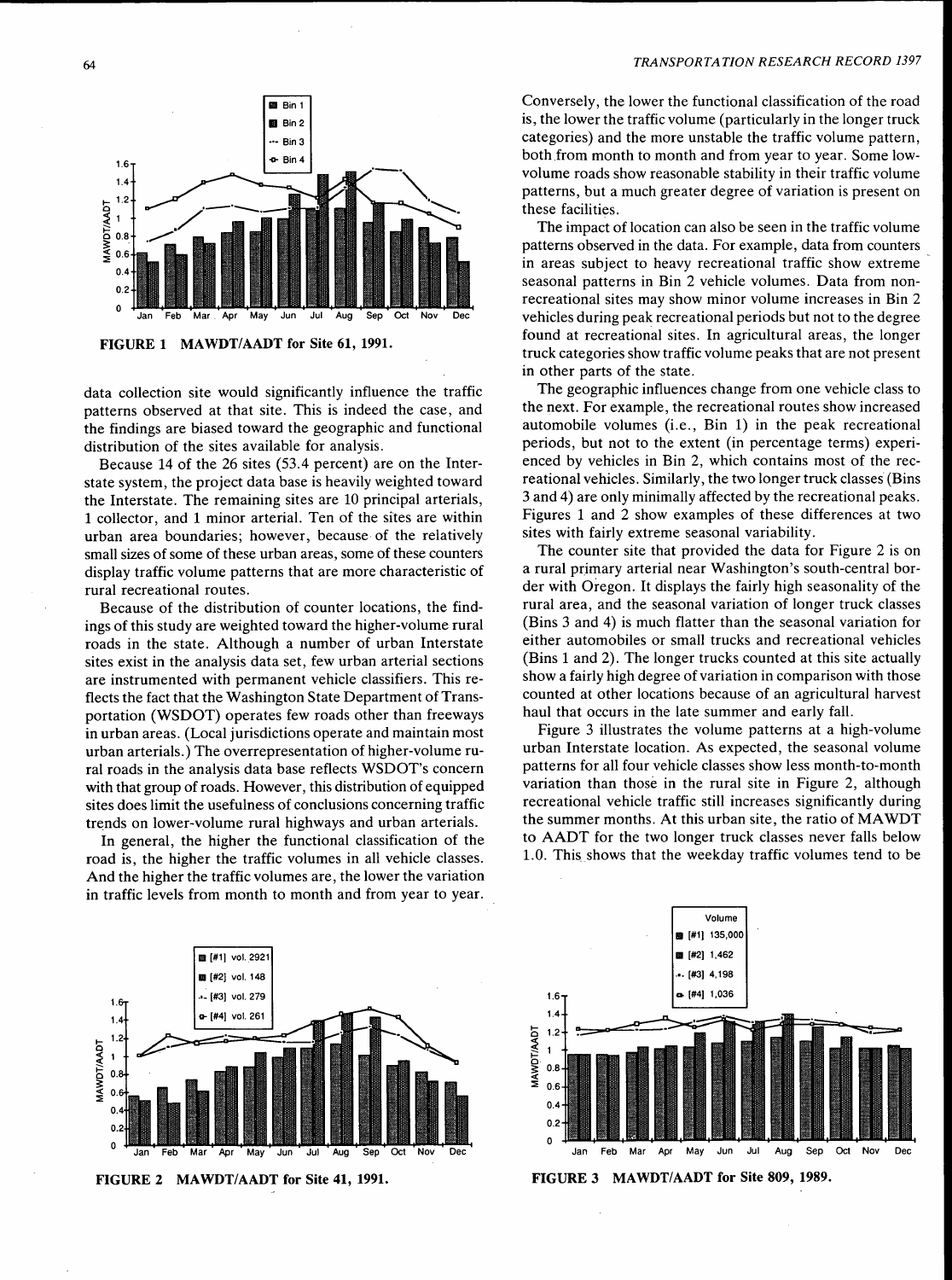FIGURE 1 MAWDT/AADT for Site 61, 1991.

data collection site would significantly influence the traffic patterns observed at that site. This is indeed the case, and the findings are biased toward the geographic and functional distribution of the sites available for analysis.

Because 14 of the 26 sites (53.4 percent) are on the Interstate system, the project data base is heavily weighted toward the Interstate. The remaining sites are 10 principal arterials, 1 collector, and 1 minor arterial. Ten of the sites are within urban area boundaries; however, because of the relatively small sizes of some of these urban areas, some of these counters display traffic volume patterns that are more characteristic of rural recreational routes.

Because of the distribution of counter locations, the findings of this study are weighted toward the higher-volume rural roads in the state. Although a number of urban Interstate sites exist in the analysis data set, few urban arterial sections are instrumented with permanent vehicle classifiers. This reflects the fact that the Washington State Department of Transportation (WSDOT) operates few roads other than freeways in urban areas. (Local jurisdictions operate and maintain most urban arterials.) The overrepresentation of higher-volume rural roads in the analysis data base reflects WSDOT's concern with that group of roads. However, this distribution of equipped sites does limit the usefulness of conclusions concerning traffic trends on lower-volume rural highways and urban arterials.

In general, the higher the functional classification of the road is, the higher the traffic volumes in all vehicle classes. And the higher the traffic volumes are, the lower the variation in traffic levels from month to month and from year to year. Conversely, the lower the functional classification of the road is, the lower the traffic volume (particularly in the longer truck categories) and the more unstable the traffic volume pattern, both from month to month and from year to year. Some low-volume roads show reasonable stability in their traffic volume patterns, but a much greater degree of variation is present on these facilities.

The impact of location can also be seen in the traffic volume patterns observed in the data. For example, data from counters in areas subject to heavy recreational traffic show extreme seasonal patterns in Bin 2 vehicle volumes. Data from nonrecreational sites may show minor volume increases in Bin 2 vehicles during peak recreational periods but not to the degree found at recreational sites. In agricultural areas, the longer truck categories show traffic volume peaks that are not present in other parts of the state.

The geographic influences change from one vehicle class to the next. For example, the recreational routes show increased automobile volumes (i.e., Bin 1) in the peak recreational periods, but not to the extent (in percentage terms) experienced by vehicles in Bin 2, which contains most of the recreational vehicles. Similarly, the two longer truck classes (Bins 3 and 4) are only minimally affected by the recreational peaks. Figures 1 and 2 show examples of these differences at two sites with fairly extreme seasonal variability.

The counter site that provided the data for Figure 2 is on a rural primary arterial near Washington's south-central border with Oregon. It displays the fairly high seasonality of the rural area, and the seasonal variation of longer truck classes (Bins 3 and 4) is much flatter than the seasonal variation for either automobiles or small trucks and recreational vehicles (Bins 1 and 2). The longer trucks counted at this site actually show a fairly high degree of variation in comparison with those counted at other locations because of an agricultural harvest haul that occurs in the late summer and early fall.

Figure 3 illustrates the volume patterns at a high-volume urban Interstate location. As expected, the seasonal volume patterns for all four vehicle classes show less month-to-month variation than those in the rural site in Figure 2, although recreational vehicle traffic still increases significantly during the summer months. At this urban site, the ratio of MAWDT to AADT for the two longer truck classes never falls below 1.0. This shows that the weekday traffic volumes tend to be

FIGURE 2 MAWDT/AADT for Site 41, 1991.

FIGURE 3 MAWDT/AADT for Site 809, 1989.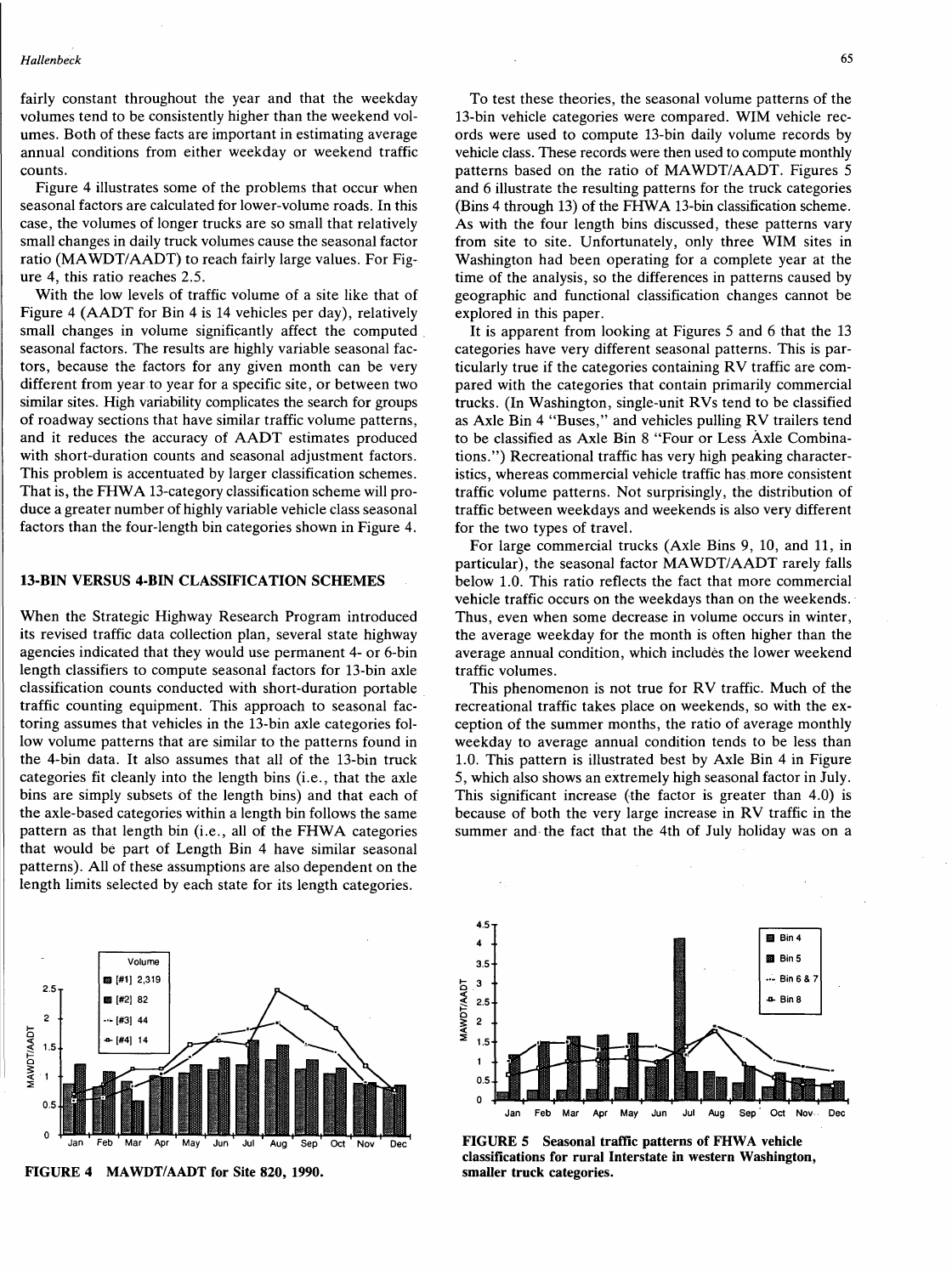fairly constant throughout the year and that the weekday volumes tend to be consistently higher than the weekend volumes. Both of these facts are important in estimating average annual conditions from either weekday or weekend traffic counts.

Figure 4 illustrates some of the problems that occur when seasonal factors are calculated for lower-volume roads. In this case, the volumes of longer trucks are so small that relatively small changes in daily truck volumes cause the seasonal factor ratio (MAWDT/AADT) to reach fairly large values. For Figure 4, this ratio reaches 2.5.

With the low levels of traffic volume of a site like that of Figure 4 (AADT for Bin 4 is 14 vehicles per day), relatively small changes in volume significantly affect the computed seasonal factors. The results are highly variable seasonal factors, because the factors for any given month can be very different from year to year for a specific site, or between two similar sites. High variability complicates the search for groups of roadway sections that have similar traffic volume patterns, and it reduces the accuracy of AADT estimates produced with short-duration counts and seasonal adjustment factors. This problem is accentuated by larger classification schemes. That is, the FHWA 13-category classification scheme will produce a greater number of highly variable vehicle class seasonal factors than the four-length bin categories shown in Figure 4.

## 13-BIN VERSUS 4-BIN CLASSIFICATION SCHEMES

When the Strategic Highway Research Program introduced its revised traffic data collection plan, several state highway agencies indicated that they would use permanent 4- or 6-bin length classifiers to compute seasonal factors for 13-bin axle classification counts conducted with short-duration portable traffic counting equipment. This approach to seasonal factoring assumes that vehicles in the 13-bin axle categories follow volume patterns that are similar to the patterns found in the 4-bin data. It also assumes that all of the 13-bin truck categories fit cleanly into the length bins (i.e., that the axle bins are simply subsets of the length bins) and that each of the axle-based categories within a length bin follows the same pattern as that length bin (i.e., all of the FHWA categories that would be part of Length Bin 4 have similar seasonal patterns). All of these assumptions are also dependent on the length limits selected by each state for its length categories.

**FIGURE 4 MAWDT/AADT for Site 820, 1990.**

To test these theories, the seasonal volume patterns of the 13-bin vehicle categories were compared. WIM vehicle records were used to compute 13-bin daily volume records by vehicle class. These records were then used to compute monthly patterns based on the ratio of MAWDT/AADT. Figures 5 and 6 illustrate the resulting patterns for the truck categories (Bins 4 through 13) of the FHWA 13-bin classification scheme. As with the four length bins discussed, these patterns vary from site to site. Unfortunately, only three WIM sites in Washington had been operating for a complete year at the time of the analysis, so the differences in patterns caused by geographic and functional classification changes cannot be explored in this paper.

It is apparent from looking at Figures 5 and 6 that the 13 categories have very different seasonal patterns. This is particularly true if the categories containing RV traffic are compared with the categories that contain primarily commercial trucks. (In Washington, single-unit RVs tend to be classified as Axle Bin 4 "Buses," and vehicles pulling RV trailers tend to be classified as Axle Bin 8 "Four or Less Axle Combinations.") Recreational traffic has very high peaking characteristics, whereas commercial vehicle traffic has more consistent traffic volume patterns. Not surprisingly, the distribution of traffic between weekdays and weekends is also very different for the two types of travel.

For large commercial trucks (Axle Bins 9, 10, and 11, in particular), the seasonal factor MAWDT/AADT rarely falls below 1.0. This ratio reflects the fact that more commercial vehicle traffic occurs on the weekdays than on the weekends. Thus, even when some decrease in volume occurs in winter, the average weekday for the month is often higher than the average annual condition, which includes the lower weekend traffic volumes.

This phenomenon is not true for RV traffic. Much of the recreational traffic takes place on weekends, so with the exception of the summer months, the ratio of average monthly weekday to average annual condition tends to be less than 1.0. This pattern is illustrated best by Axle Bin 4 in Figure 5, which also shows an extremely high seasonal factor in July. This significant increase (the factor is greater than 4.0) is because of both the very large increase in RV traffic in the summer and the fact that the 4th of July holiday was on a

**FIGURE 5 Seasonal traffic patterns of FHWA vehicle classifications for rural Interstate in western Washington, smaller truck categories.**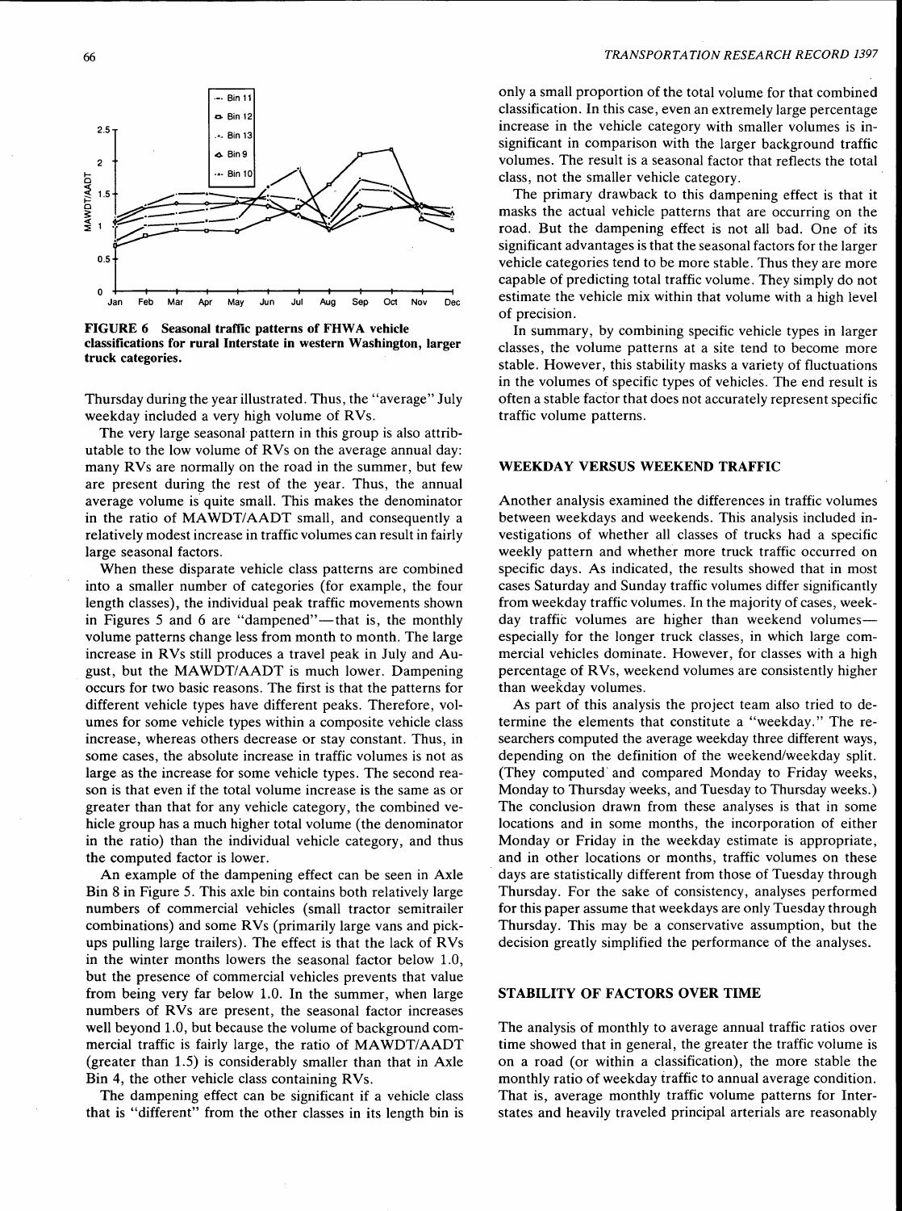**FIGURE 6 Seasonal traffic patterns of FHWA vehicle classifications for rural Interstate in western Washington, larger truck categories.**

Thursday during the year illustrated. Thus, the "average" July weekday included a very high volume of RVs.

The very large seasonal pattern in this group is also attributable to the low volume of RVs on the average annual day: many RVs are normally on the road in the summer, but few are present during the rest of the year. Thus, the annual average volume is quite small. This makes the denominator in the ratio of MAWDT/AADT small, and consequently a relatively modest increase in traffic volumes can result in fairly large seasonal factors.

When these disparate vehicle class patterns are combined into a smaller number of categories (for example, the four length classes), the individual peak traffic movements shown in Figures 5 and 6 are "dampened"—that is, the monthly volume patterns change less from month to month. The large increase in RVs still produces a travel peak in July and August, but the MAWDT/AADT is much lower. Dampening occurs for two basic reasons. The first is that the patterns for different vehicle types have different peaks. Therefore, volumes for some vehicle types within a composite vehicle class increase, whereas others decrease or stay constant. Thus, in some cases, the absolute increase in traffic volumes is not as large as the increase for some vehicle types. The second reason is that even if the total volume increase is the same as or greater than that for any vehicle category, the combined vehicle group has a much higher total volume (the denominator in the ratio) than the individual vehicle category, and thus the computed factor is lower.

An example of the dampening effect can be seen in Axle Bin 8 in Figure 5. This axle bin contains both relatively large numbers of commercial vehicles (small tractor semitrailer combinations) and some RVs (primarily large vans and pickups pulling large trailers). The effect is that the lack of RVs in the winter months lowers the seasonal factor below 1.0, but the presence of commercial vehicles prevents that value from being very far below 1.0. In the summer, when large numbers of RVs are present, the seasonal factor increases well beyond 1.0, but because the volume of background commercial traffic is fairly large, the ratio of MAWDT/AADT (greater than 1.5) is considerably smaller than that in Axle Bin 4, the other vehicle class containing RVs.

The dampening effect can be significant if a vehicle class that is "different" from the other classes in its length bin is only a small proportion of the total volume for that combined classification. In this case, even an extremely large percentage increase in the vehicle category with smaller volumes is insignificant in comparison with the larger background traffic volumes. The result is a seasonal factor that reflects the total class, not the smaller vehicle category.

The primary drawback to this dampening effect is that it masks the actual vehicle patterns that are occurring on the road. But the dampening effect is not all bad. One of its significant advantages is that the seasonal factors for the larger vehicle categories tend to be more stable. Thus they are more capable of predicting total traffic volume. They simply do not estimate the vehicle mix within that volume with a high level of precision.

In summary, by combining specific vehicle types in larger classes, the volume patterns at a site tend to become more stable. However, this stability masks a variety of fluctuations in the volumes of specific types of vehicles. The end result is often a stable factor that does not accurately represent specific traffic volume patterns.

## WEEKDAY VERSUS WEEKEND TRAFFIC

Another analysis examined the differences in traffic volumes between weekdays and weekends. This analysis included investigations of whether all classes of trucks had a specific weekly pattern and whether more truck traffic occurred on specific days. As indicated, the results showed that in most cases Saturday and Sunday traffic volumes differ significantly from weekday traffic volumes. In the majority of cases, weekday traffic volumes are higher than weekend volumes—especially for the longer truck classes, in which large commercial vehicles dominate. However, for classes with a high percentage of RVs, weekend volumes are consistently higher than weekday volumes.

As part of this analysis the project team also tried to determine the elements that constitute a "weekday." The researchers computed the average weekday three different ways, depending on the definition of the weekend/weekday split. (They computed and compared Monday to Friday weeks, Monday to Thursday weeks, and Tuesday to Thursday weeks.) The conclusion drawn from these analyses is that in some locations and in some months, the incorporation of either Monday or Friday in the weekday estimate is appropriate, and in other locations or months, traffic volumes on these days are statistically different from those of Tuesday through Thursday. For the sake of consistency, analyses performed for this paper assume that weekdays are only Tuesday through Thursday. This may be a conservative assumption, but the decision greatly simplified the performance of the analyses.

## STABILITY OF FACTORS OVER TIME

The analysis of monthly to average annual traffic ratios over time showed that in general, the greater the traffic volume is on a road (or within a classification), the more stable the monthly ratio of weekday traffic to annual average condition. That is, average monthly traffic volume patterns for Interstates and heavily traveled principal arterials are reasonably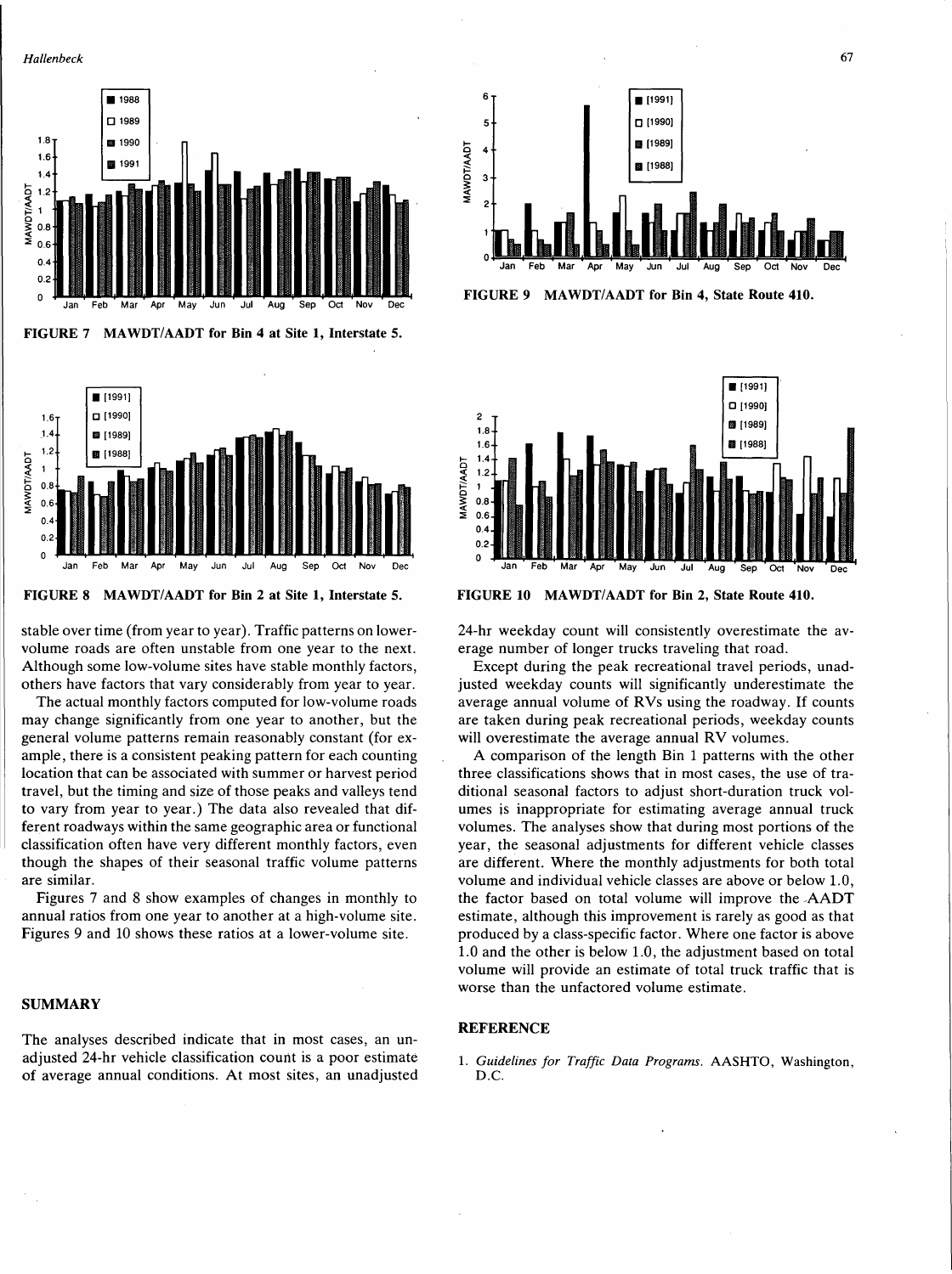■ 1988

□ 1989

▦ 1990

▩ 1991

1.8
1.6
1.4
1.2
1
0.8
0.6
0.4
0.2
0

MAWDT/AADT

Jan Feb Mar Apr May Jun Jul Aug Sep Oct Nov Dec

**FIGURE 7 MAWDT/AADT for Bin 4 at Site 1, Interstate 5.**

■ [1991]

□ [1990]

▦ [1989]

▩ [1988]

1.6
1.4
1.2
1
0.8
0.6
0.4
0.2
0

MAWDT/AADT

Jan Feb Mar Apr May Jun Jul Aug Sep Oct Nov Dec

**FIGURE 8 MAWDT/AADT for Bin 2 at Site 1, Interstate 5.**

stable over time (from year to year). Traffic patterns on lower-volume roads are often unstable from one year to the next. Although some low-volume sites have stable monthly factors, others have factors that vary considerably from year to year.

The actual monthly factors computed for low-volume roads may change significantly from one year to another, but the general volume patterns remain reasonably constant (for example, there is a consistent peaking pattern for each counting location that can be associated with summer or harvest period travel, but the timing and size of those peaks and valleys tend to vary from year to year.) The data also revealed that different roadways within the same geographic area or functional classification often have very different monthly factors, even though the shapes of their seasonal traffic volume patterns are similar.

Figures 7 and 8 show examples of changes in monthly to annual ratios from one year to another at a high-volume site. Figures 9 and 10 shows these ratios at a lower-volume site.

## SUMMARY

The analyses described indicate that in most cases, an unadjusted 24-hr vehicle classification count is a poor estimate of average annual conditions. At most sites, an unadjusted 24-hr weekday count will consistently overestimate the average number of longer trucks traveling that road.

Except during the peak recreational travel periods, unadjusted weekday counts will significantly underestimate the average annual volume of RVs using the roadway. If counts are taken during peak recreational periods, weekday counts will overestimate the average annual RV volumes.

A comparison of the length Bin 1 patterns with the other three classifications shows that in most cases, the use of traditional seasonal factors to adjust short-duration truck volumes is inappropriate for estimating average annual truck volumes. The analyses show that during most portions of the year, the seasonal adjustments for different vehicle classes are different. Where the monthly adjustments for both total volume and individual vehicle classes are above or below 1.0, the factor based on total volume will improve the AADT estimate, although this improvement is rarely as good as that produced by a class-specific factor. Where one factor is above 1.0 and the other is below 1.0, the adjustment based on total volume will provide an estimate of total truck traffic that is worse than the unfactored volume estimate.

■ [1991]

□ [1990]

▦ [1989]

▩ [1988]

6
5
4
3
2
1
0

MAWDT/AADT

Jan Feb Mar Apr May Jun Jul Aug Sep Oct Nov Dec

**FIGURE 9 MAWDT/AADT for Bin 4, State Route 410.**

■ [1991]

□ [1990]

▦ [1989]

▩ [1988]

2
1.8
1.6
1.4
1.2
1
0.8
0.6
0.4
0.2
0

MAWDT/AADT

Jan Feb Mar Apr May Jun Jul Aug Sep Oct Nov Dec

**FIGURE 10 MAWDT/AADT for Bin 2, State Route 410.**

## REFERENCE

1. *Guidelines for Traffic Data Programs.* AASHTO, Washington, D.C.